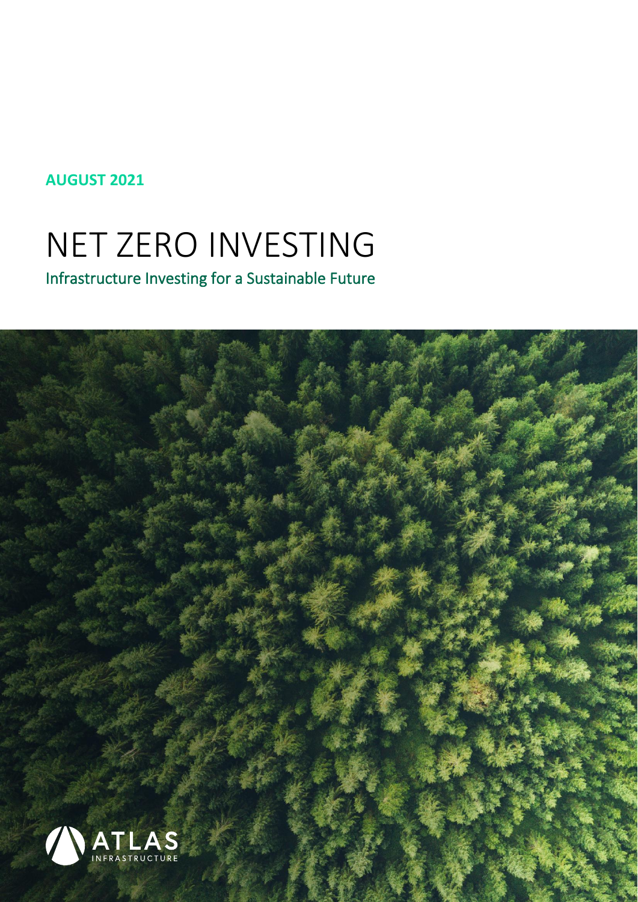AUGUST 2021

# NET ZERO INVESTING

## Infrastructure Investing for a Sustainable Future

ATLAS INFRASTRUCTURE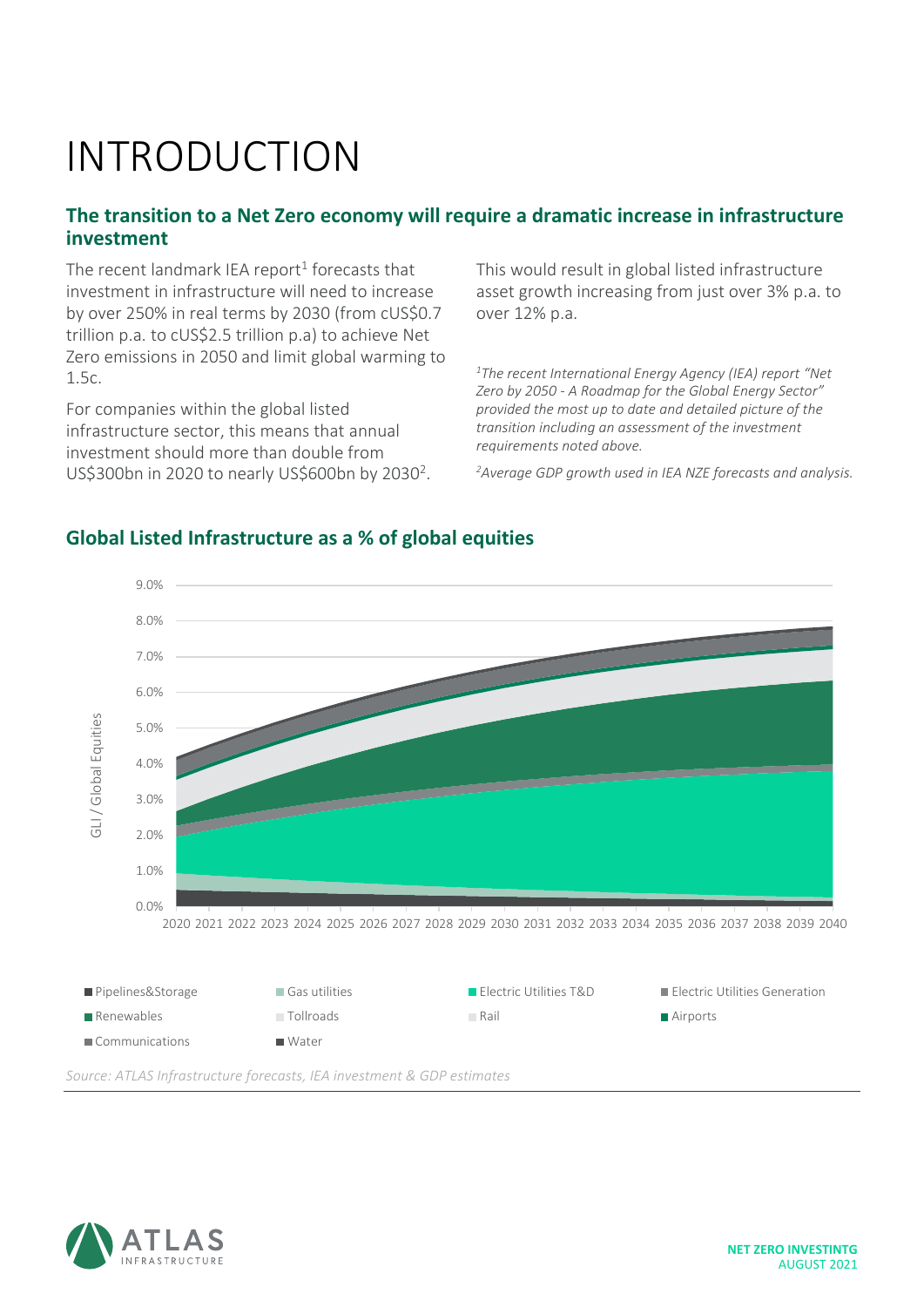# INTRODUCTION

## The transition to a Net Zero economy will require a dramatic increase in infrastructure investment

The recent landmark IEA report[1] forecasts that investment in infrastructure will need to increase by over 250% in real terms by 2030 (from cUS$0.7 trillion p.a. to cUS$2.5 trillion p.a) to achieve Net Zero emissions in 2050 and limit global warming to 1.5c.

For companies within the global listed infrastructure sector, this means that annual investment should more than double from US$300bn in 2020 to nearly US$600bn by 2030[2].

This would result in global listed infrastructure asset growth increasing from just over 3% p.a. to over 12% p.a.

*[1]The recent International Energy Agency (IEA) report "Net Zero by 2050 - A Roadmap for the Global Energy Sector" provided the most up to date and detailed picture of the transition including an assessment of the investment requirements noted above.*

*[2]Average GDP growth used in IEA NZE forecasts and analysis.*

## Global Listed Infrastructure as a % of global equities

*Source: ATLAS Infrastructure forecasts, IEA investment & GDP estimates*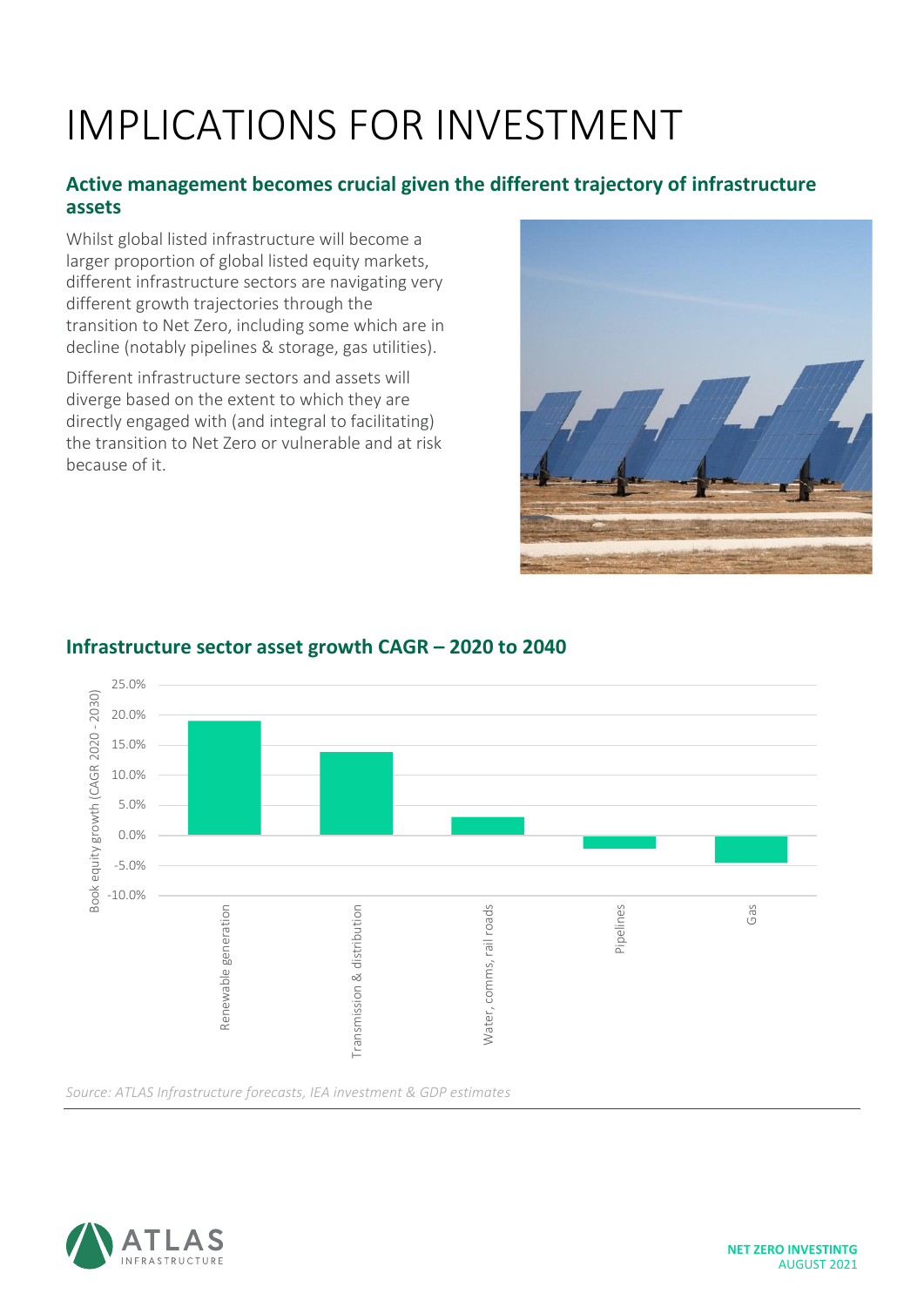# IMPLICATIONS FOR INVESTMENT

### Active management becomes crucial given the different trajectory of infrastructure assets

Whilst global listed infrastructure will become a larger proportion of global listed equity markets, different infrastructure sectors are navigating very different growth trajectories through the transition to Net Zero, including some which are in decline (notably pipelines & storage, gas utilities).

Different infrastructure sectors and assets will diverge based on the extent to which they are directly engaged with (and integral to facilitating) the transition to Net Zero or vulnerable and at risk because of it.

### Infrastructure sector asset growth CAGR – 2020 to 2040

*Source: ATLAS Infrastructure forecasts, IEA investment & GDP estimates*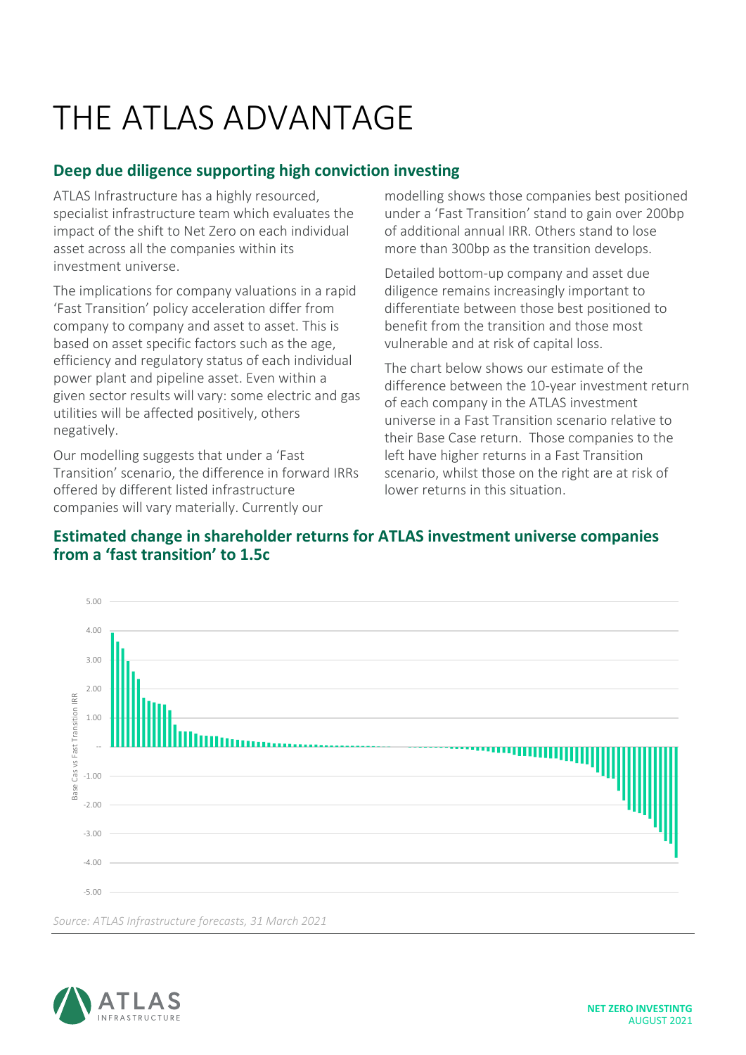# THE ATLAS ADVANTAGE

## Deep due diligence supporting high conviction investing

ATLAS Infrastructure has a highly resourced, specialist infrastructure team which evaluates the impact of the shift to Net Zero on each individual asset across all the companies within its investment universe.

The implications for company valuations in a rapid 'Fast Transition' policy acceleration differ from company to company and asset to asset. This is based on asset specific factors such as the age, efficiency and regulatory status of each individual power plant and pipeline asset. Even within a given sector results will vary: some electric and gas utilities will be affected positively, others negatively.

Our modelling suggests that under a 'Fast Transition' scenario, the difference in forward IRRs offered by different listed infrastructure companies will vary materially. Currently our modelling shows those companies best positioned under a 'Fast Transition' stand to gain over 200bp of additional annual IRR. Others stand to lose more than 300bp as the transition develops.

Detailed bottom-up company and asset due diligence remains increasingly important to differentiate between those best positioned to benefit from the transition and those most vulnerable and at risk of capital loss.

The chart below shows our estimate of the difference between the 10-year investment return of each company in the ATLAS investment universe in a Fast Transition scenario relative to their Base Case return. Those companies to the left have higher returns in a Fast Transition scenario, whilst those on the right are at risk of lower returns in this situation.

## Estimated change in shareholder returns for ATLAS investment universe companies from a 'fast transition' to 1.5c

*Source: ATLAS Infrastructure forecasts, 31 March 2021*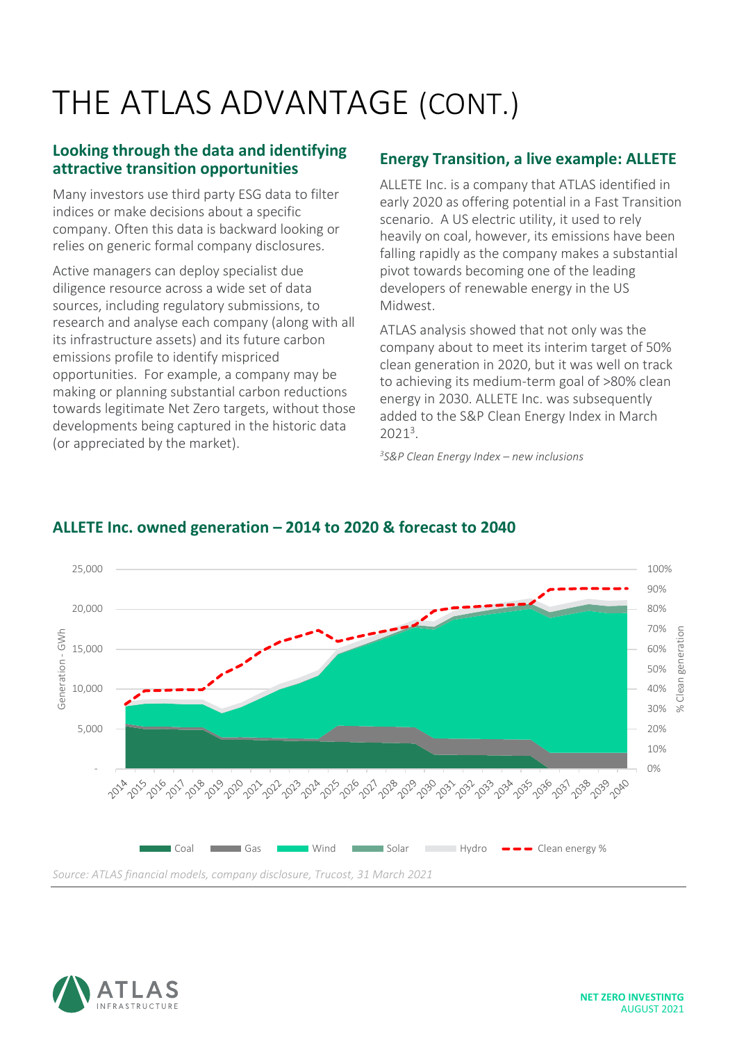# THE ATLAS ADVANTAGE (CONT.)

## Looking through the data and identifying attractive transition opportunities

Many investors use third party ESG data to filter indices or make decisions about a specific company. Often this data is backward looking or relies on generic formal company disclosures.

Active managers can deploy specialist due diligence resource across a wide set of data sources, including regulatory submissions, to research and analyse each company (along with all its infrastructure assets) and its future carbon emissions profile to identify mispriced opportunities. For example, a company may be making or planning substantial carbon reductions towards legitimate Net Zero targets, without those developments being captured in the historic data (or appreciated by the market).

## Energy Transition, a live example: ALLETE

ALLETE Inc. is a company that ATLAS identified in early 2020 as offering potential in a Fast Transition scenario. A US electric utility, it used to rely heavily on coal, however, its emissions have been falling rapidly as the company makes a substantial pivot towards becoming one of the leading developers of renewable energy in the US Midwest.

ATLAS analysis showed that not only was the company about to meet its interim target of 50% clean generation in 2020, but it was well on track to achieving its medium-term goal of >80% clean energy in 2030. ALLETE Inc. was subsequently added to the S&P Clean Energy Index in March 2021[3].

*[3]S&P Clean Energy Index – new inclusions*

## ALLETE Inc. owned generation – 2014 to 2020 & forecast to 2040

Source: ATLAS financial models, company disclosure, Trucost, 31 March 2021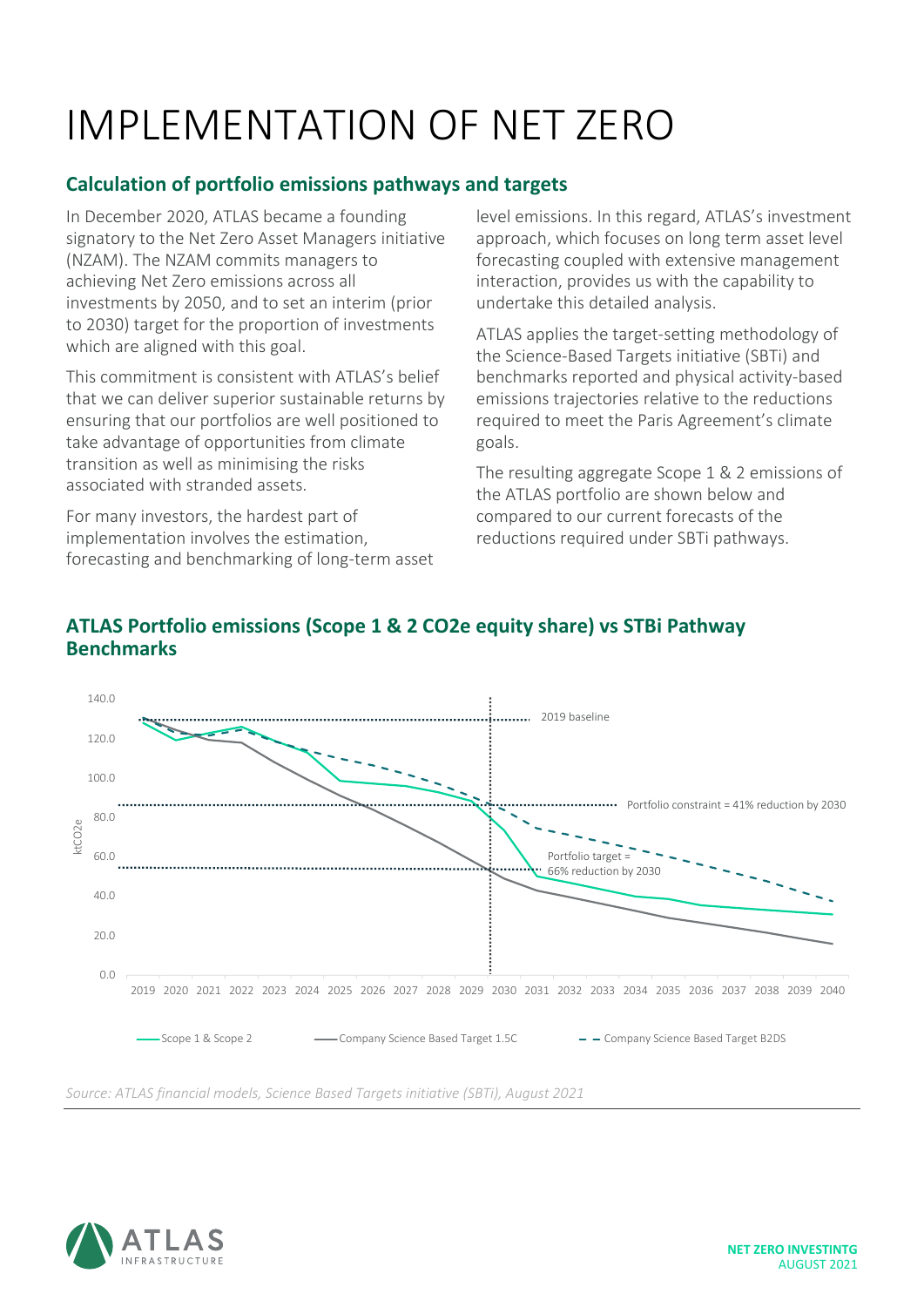# IMPLEMENTATION OF NET ZERO

## Calculation of portfolio emissions pathways and targets

In December 2020, ATLAS became a founding signatory to the Net Zero Asset Managers initiative (NZAM). The NZAM commits managers to achieving Net Zero emissions across all investments by 2050, and to set an interim (prior to 2030) target for the proportion of investments which are aligned with this goal.

This commitment is consistent with ATLAS's belief that we can deliver superior sustainable returns by ensuring that our portfolios are well positioned to take advantage of opportunities from climate transition as well as minimising the risks associated with stranded assets.

For many investors, the hardest part of implementation involves the estimation, forecasting and benchmarking of long-term asset level emissions. In this regard, ATLAS's investment approach, which focuses on long term asset level forecasting coupled with extensive management interaction, provides us with the capability to undertake this detailed analysis.

ATLAS applies the target-setting methodology of the Science-Based Targets initiative (SBTi) and benchmarks reported and physical activity-based emissions trajectories relative to the reductions required to meet the Paris Agreement's climate goals.

The resulting aggregate Scope 1 & 2 emissions of the ATLAS portfolio are shown below and compared to our current forecasts of the reductions required under SBTi pathways.

## ATLAS Portfolio emissions (Scope 1 & 2 CO2e equity share) vs STBi Pathway Benchmarks

*Source: ATLAS financial models, Science Based Targets initiative (SBTi), August 2021*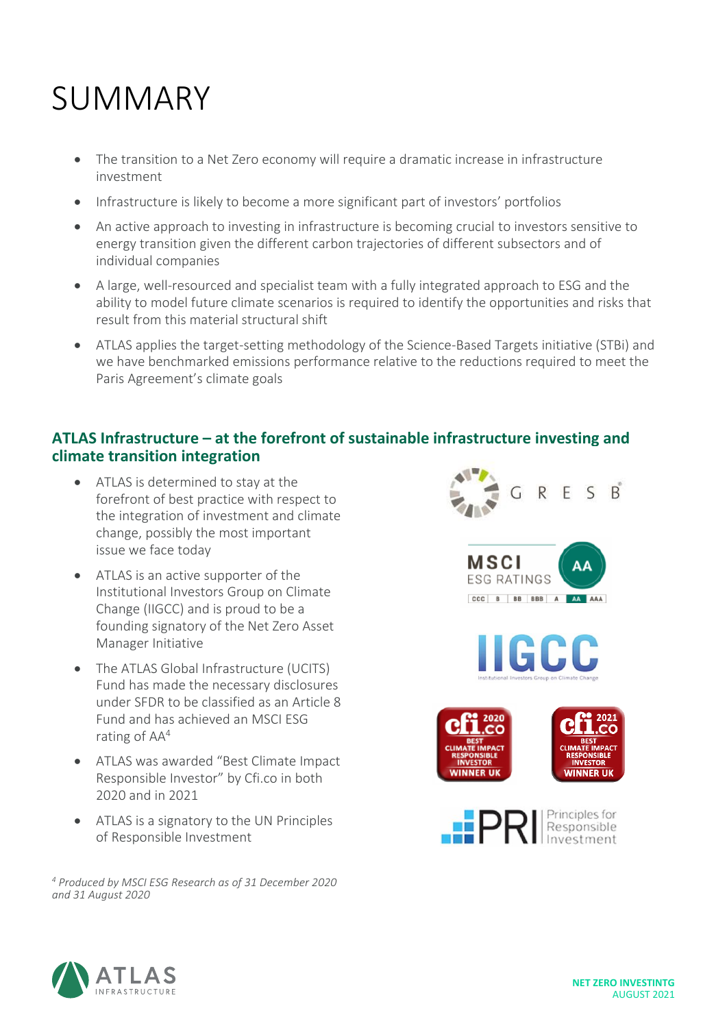# SUMMARY

- The transition to a Net Zero economy will require a dramatic increase in infrastructure investment
- Infrastructure is likely to become a more significant part of investors' portfolios
- An active approach to investing in infrastructure is becoming crucial to investors sensitive to energy transition given the different carbon trajectories of different subsectors and of individual companies
- A large, well-resourced and specialist team with a fully integrated approach to ESG and the ability to model future climate scenarios is required to identify the opportunities and risks that result from this material structural shift
- ATLAS applies the target-setting methodology of the Science-Based Targets initiative (STBi) and we have benchmarked emissions performance relative to the reductions required to meet the Paris Agreement's climate goals

## ATLAS Infrastructure – at the forefront of sustainable infrastructure investing and climate transition integration

- ATLAS is determined to stay at the forefront of best practice with respect to the integration of investment and climate change, possibly the most important issue we face today
- ATLAS is an active supporter of the Institutional Investors Group on Climate Change (IIGCC) and is proud to be a founding signatory of the Net Zero Asset Manager Initiative
- The ATLAS Global Infrastructure (UCITS) Fund has made the necessary disclosures under SFDR to be classified as an Article 8 Fund and has achieved an MSCI ESG rating of AA[4]
- ATLAS was awarded "Best Climate Impact Responsible Investor" by Cfi.co in both 2020 and in 2021
- ATLAS is a signatory to the UN Principles of Responsible Investment

*[4] Produced by MSCI ESG Research as of 31 December 2020 and 31 August 2020*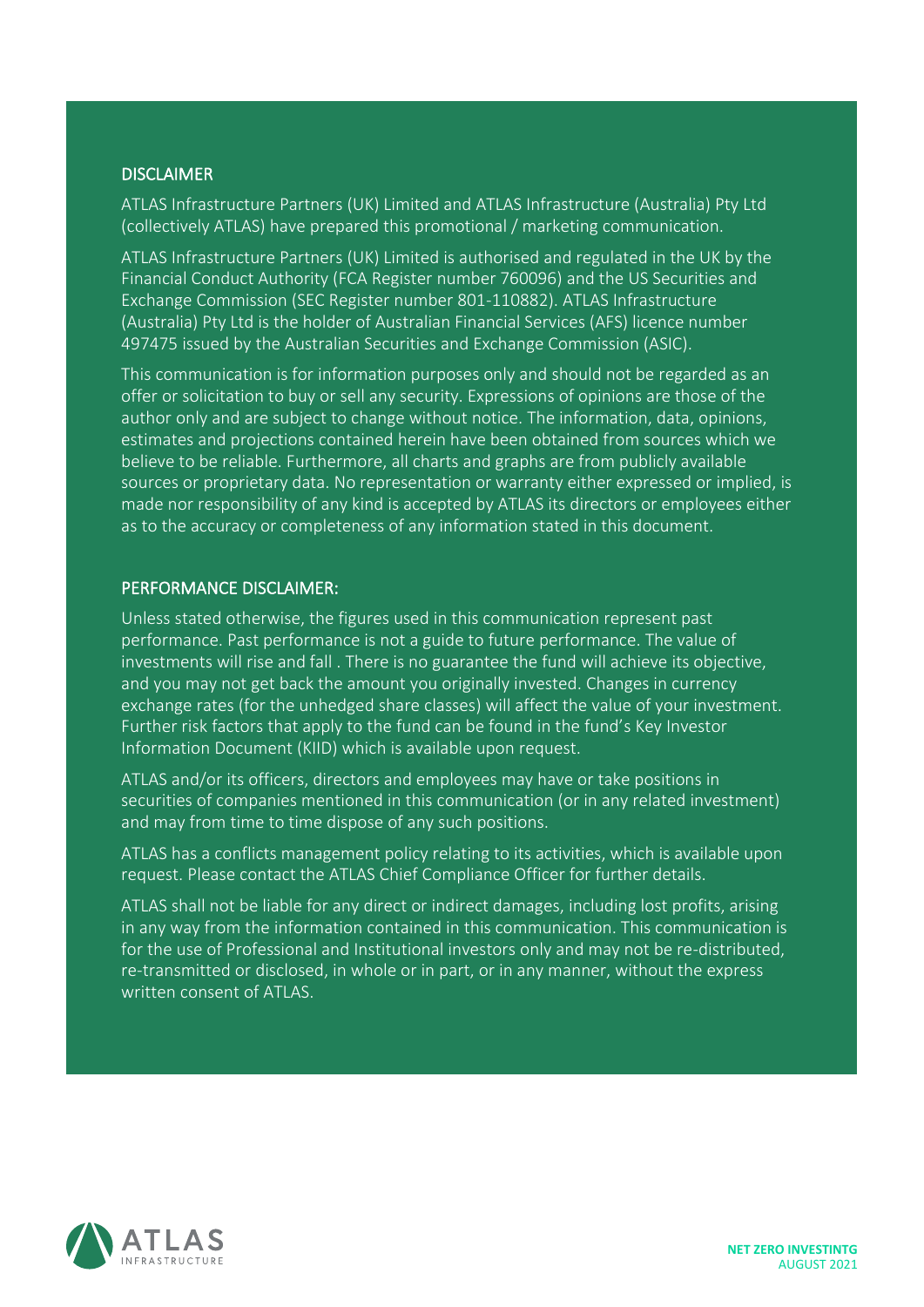## DISCLAIMER

ATLAS Infrastructure Partners (UK) Limited and ATLAS Infrastructure (Australia) Pty Ltd (collectively ATLAS) have prepared this promotional / marketing communication.

ATLAS Infrastructure Partners (UK) Limited is authorised and regulated in the UK by the Financial Conduct Authority (FCA Register number 760096) and the US Securities and Exchange Commission (SEC Register number 801-110882). ATLAS Infrastructure (Australia) Pty Ltd is the holder of Australian Financial Services (AFS) licence number 497475 issued by the Australian Securities and Exchange Commission (ASIC).

This communication is for information purposes only and should not be regarded as an offer or solicitation to buy or sell any security. Expressions of opinions are those of the author only and are subject to change without notice. The information, data, opinions, estimates and projections contained herein have been obtained from sources which we believe to be reliable. Furthermore, all charts and graphs are from publicly available sources or proprietary data. No representation or warranty either expressed or implied, is made nor responsibility of any kind is accepted by ATLAS its directors or employees either as to the accuracy or completeness of any information stated in this document.

## PERFORMANCE DISCLAIMER:

Unless stated otherwise, the figures used in this communication represent past performance. Past performance is not a guide to future performance. The value of investments will rise and fall . There is no guarantee the fund will achieve its objective, and you may not get back the amount you originally invested. Changes in currency exchange rates (for the unhedged share classes) will affect the value of your investment. Further risk factors that apply to the fund can be found in the fund's Key Investor Information Document (KIID) which is available upon request.

ATLAS and/or its officers, directors and employees may have or take positions in securities of companies mentioned in this communication (or in any related investment) and may from time to time dispose of any such positions.

ATLAS has a conflicts management policy relating to its activities, which is available upon request. Please contact the ATLAS Chief Compliance Officer for further details.

ATLAS shall not be liable for any direct or indirect damages, including lost profits, arising in any way from the information contained in this communication. This communication is for the use of Professional and Institutional investors only and may not be re-distributed, re-transmitted or disclosed, in whole or in part, or in any manner, without the express written consent of ATLAS.